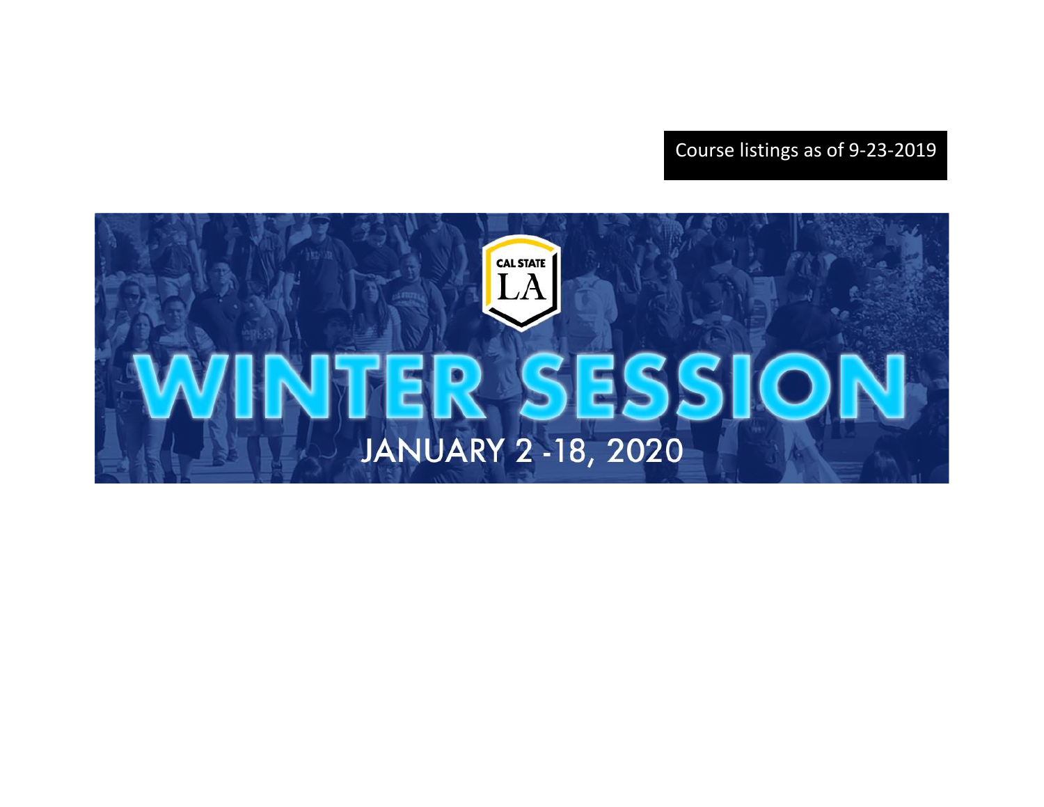Course listings as of 9-23-2019

CAL STATE LA

# WINTER SESSION

JANUARY 2 -18, 2020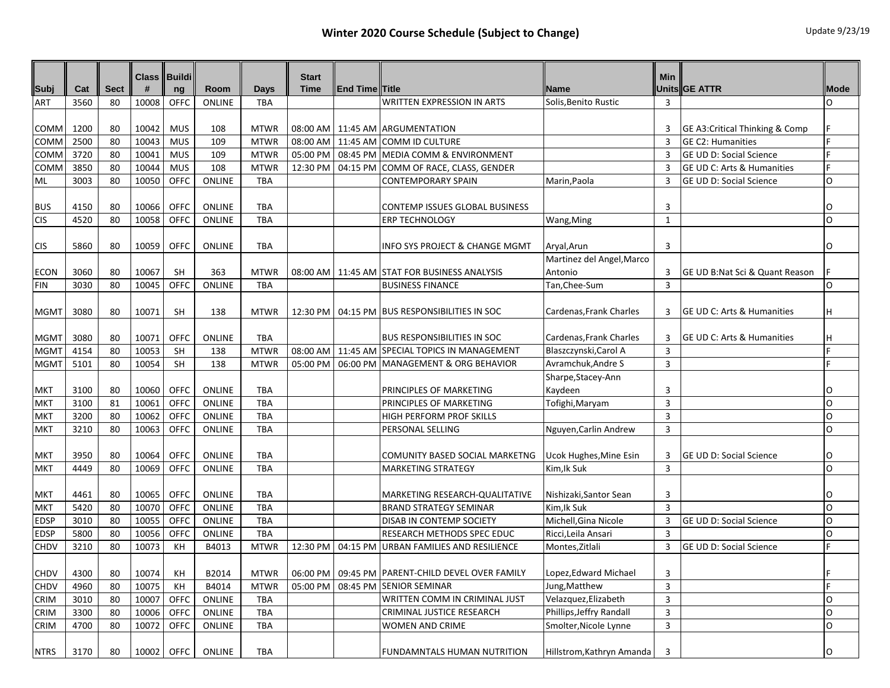# Winter 2020 Course Schedule (Subject to Change)

Update 9/23/19

| Subj | Cat | Sect | Class # | Building | Room | Days | Start Time | End Time | Title | Name | Min Units | GE ATTR | Mode |
|---|---|---|---|---|---|---|---|---|---|---|---|---|---|
| ART | 3560 | 80 | 10008 | OFFC | ONLINE | TBA | | | WRITTEN EXPRESSION IN ARTS | Solis,Benito Rustic | 3 | | O |
| COMM | 1200 | 80 | 10042 | MUS | 108 | MTWR | 08:00 AM | 11:45 AM | ARGUMENTATION | | 3 | GE A3:Critical Thinking & Comp | F |
| COMM | 2500 | 80 | 10043 | MUS | 109 | MTWR | 08:00 AM | 11:45 AM | COMM ID CULTURE | | 3 | GE C2: Humanities | F |
| COMM | 3720 | 80 | 10041 | MUS | 109 | MTWR | 05:00 PM | 08:45 PM | MEDIA COMM & ENVIRONMENT | | 3 | GE UD D: Social Science | F |
| COMM | 3850 | 80 | 10044 | MUS | 108 | MTWR | 12:30 PM | 04:15 PM | COMM OF RACE, CLASS, GENDER | | 3 | GE UD C: Arts & Humanities | F |
| ML | 3003 | 80 | 10050 | OFFC | ONLINE | TBA | | | CONTEMPORARY SPAIN | Marin,Paola | 3 | GE UD D: Social Science | O |
| BUS | 4150 | 80 | 10066 | OFFC | ONLINE | TBA | | | CONTEMP ISSUES GLOBAL BUSINESS | | 3 | | O |
| CIS | 4520 | 80 | 10058 | OFFC | ONLINE | TBA | | | ERP TECHNOLOGY | Wang,Ming | 1 | | O |
| CIS | 5860 | 80 | 10059 | OFFC | ONLINE | TBA | | | INFO SYS PROJECT & CHANGE MGMT | Aryal,Arun | 3 | | O |
| ECON | 3060 | 80 | 10067 | SH | 363 | MTWR | 08:00 AM | 11:45 AM | STAT FOR BUSINESS ANALYSIS | Martinez del Angel,Marco Antonio | 3 | GE UD B:Nat Sci & Quant Reason | F |
| FIN | 3030 | 80 | 10045 | OFFC | ONLINE | TBA | | | BUSINESS FINANCE | Tan,Chee-Sum | 3 | | O |
| MGMT | 3080 | 80 | 10071 | SH | 138 | MTWR | 12:30 PM | 04:15 PM | BUS RESPONSIBILITIES IN SOC | Cardenas,Frank Charles | 3 | GE UD C: Arts & Humanities | H |
| MGMT | 3080 | 80 | 10071 | OFFC | ONLINE | TBA | | | BUS RESPONSIBILITIES IN SOC | Cardenas,Frank Charles | 3 | GE UD C: Arts & Humanities | H |
| MGMT | 4154 | 80 | 10053 | SH | 138 | MTWR | 08:00 AM | 11:45 AM | SPECIAL TOPICS IN MANAGEMENT | Blaszczynski,Carol A | 3 | | F |
| MGMT | 5101 | 80 | 10054 | SH | 138 | MTWR | 05:00 PM | 06:00 PM | MANAGEMENT & ORG BEHAVIOR | Avramchuk,Andre S | 3 | | F |
| MKT | 3100 | 80 | 10060 | OFFC | ONLINE | TBA | | | PRINCIPLES OF MARKETING | Sharpe,Stacey-Ann Kaydeen | 3 | | O |
| MKT | 3100 | 81 | 10061 | OFFC | ONLINE | TBA | | | PRINCIPLES OF MARKETING | Tofighi,Maryam | 3 | | O |
| MKT | 3200 | 80 | 10062 | OFFC | ONLINE | TBA | | | HIGH PERFORM PROF SKILLS | | 3 | | O |
| MKT | 3210 | 80 | 10063 | OFFC | ONLINE | TBA | | | PERSONAL SELLING | Nguyen,Carlin Andrew | 3 | | O |
| MKT | 3950 | 80 | 10064 | OFFC | ONLINE | TBA | | | COMUNITY BASED SOCIAL MARKETNG | Ucok Hughes,Mine Esin | 3 | GE UD D: Social Science | O |
| MKT | 4449 | 80 | 10069 | OFFC | ONLINE | TBA | | | MARKETING STRATEGY | Kim,Ik Suk | 3 | | O |
| MKT | 4461 | 80 | 10065 | OFFC | ONLINE | TBA | | | MARKETING RESEARCH-QUALITATIVE | Nishizaki,Santor Sean | 3 | | O |
| MKT | 5420 | 80 | 10070 | OFFC | ONLINE | TBA | | | BRAND STRATEGY SEMINAR | Kim,Ik Suk | 3 | | O |
| EDSP | 3010 | 80 | 10055 | OFFC | ONLINE | TBA | | | DISAB IN CONTEMP SOCIETY | Michell,Gina Nicole | 3 | GE UD D: Social Science | O |
| EDSP | 5800 | 80 | 10056 | OFFC | ONLINE | TBA | | | RESEARCH METHODS SPEC EDUC | Ricci,Leila Ansari | 3 | | O |
| CHDV | 3210 | 80 | 10073 | KH | B4013 | MTWR | 12:30 PM | 04:15 PM | URBAN FAMILIES AND RESILIENCE | Montes,Zitlali | 3 | GE UD D: Social Science | F |
| CHDV | 4300 | 80 | 10074 | KH | B2014 | MTWR | 06:00 PM | 09:45 PM | PARENT-CHILD DEVEL OVER FAMILY | Lopez,Edward Michael | 3 | | F |
| CHDV | 4960 | 80 | 10075 | KH | B4014 | MTWR | 05:00 PM | 08:45 PM | SENIOR SEMINAR | Jung,Matthew | 3 | | F |
| CRIM | 3010 | 80 | 10007 | OFFC | ONLINE | TBA | | | WRITTEN COMM IN CRIMINAL JUST | Velazquez,Elizabeth | 3 | | O |
| CRIM | 3300 | 80 | 10006 | OFFC | ONLINE | TBA | | | CRIMINAL JUSTICE RESEARCH | Phillips,Jeffry Randall | 3 | | O |
| CRIM | 4700 | 80 | 10072 | OFFC | ONLINE | TBA | | | WOMEN AND CRIME | Smolter,Nicole Lynne | 3 | | O |
| NTRS | 3170 | 80 | 10002 | OFFC | ONLINE | TBA | | | FUNDAMNTALS HUMAN NUTRITION | Hillstrom,Kathryn Amanda | 3 | | O |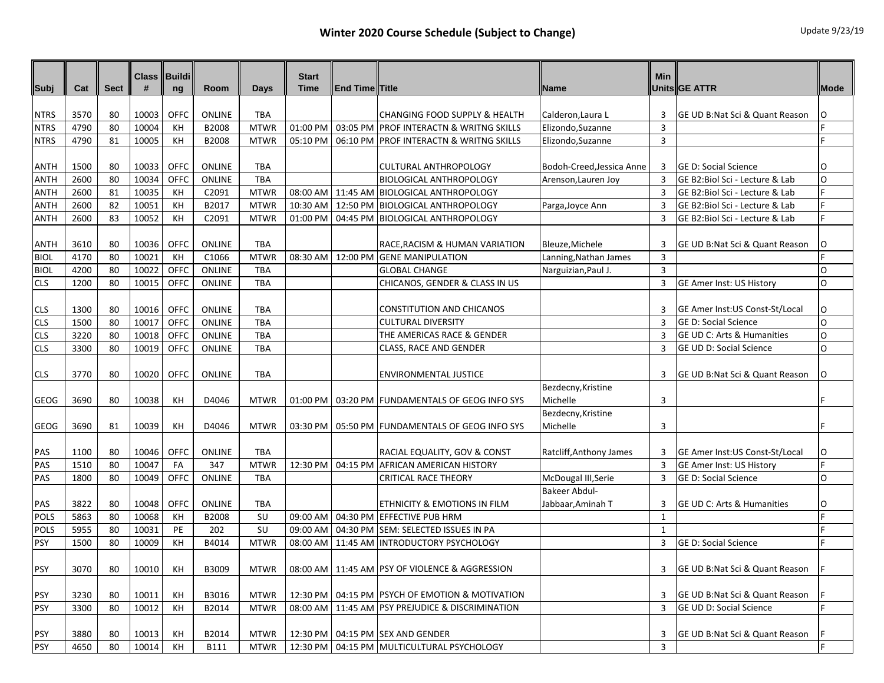# Winter 2020 Course Schedule (Subject to Change)

Update 9/23/19

| Subj | Cat | Sect | Class # | Building | Room | Days | Start Time | End Time | Title | Name | Min Units | GE ATTR | Mode |
|---|---|---|---|---|---|---|---|---|---|---|---|---|---|
| NTRS | 3570 | 80 | 10003 | OFFC | ONLINE | TBA | | | CHANGING FOOD SUPPLY & HEALTH | Calderon,Laura L | 3 | GE UD B:Nat Sci & Quant Reason | O |
| NTRS | 4790 | 80 | 10004 | KH | B2008 | MTWR | 01:00 PM | 03:05 PM | PROF INTERACTN & WRITNG SKILLS | Elizondo,Suzanne | 3 | | F |
| NTRS | 4790 | 81 | 10005 | KH | B2008 | MTWR | 05:10 PM | 06:10 PM | PROF INTERACTN & WRITNG SKILLS | Elizondo,Suzanne | 3 | | F |
| ANTH | 1500 | 80 | 10033 | OFFC | ONLINE | TBA | | | CULTURAL ANTHROPOLOGY | Bodoh-Creed,Jessica Anne | 3 | GE D: Social Science | O |
| ANTH | 2600 | 80 | 10034 | OFFC | ONLINE | TBA | | | BIOLOGICAL ANTHROPOLOGY | Arenson,Lauren Joy | 3 | GE B2:Biol Sci - Lecture & Lab | O |
| ANTH | 2600 | 81 | 10035 | KH | C2091 | MTWR | 08:00 AM | 11:45 AM | BIOLOGICAL ANTHROPOLOGY | | 3 | GE B2:Biol Sci - Lecture & Lab | F |
| ANTH | 2600 | 82 | 10051 | KH | B2017 | MTWR | 10:30 AM | 12:50 PM | BIOLOGICAL ANTHROPOLOGY | Parga,Joyce Ann | 3 | GE B2:Biol Sci - Lecture & Lab | F |
| ANTH | 2600 | 83 | 10052 | KH | C2091 | MTWR | 01:00 PM | 04:45 PM | BIOLOGICAL ANTHROPOLOGY | | 3 | GE B2:Biol Sci - Lecture & Lab | F |
| ANTH | 3610 | 80 | 10036 | OFFC | ONLINE | TBA | | | RACE,RACISM & HUMAN VARIATION | Bleuze,Michele | 3 | GE UD B:Nat Sci & Quant Reason | O |
| BIOL | 4170 | 80 | 10021 | KH | C1066 | MTWR | 08:30 AM | 12:00 PM | GENE MANIPULATION | Lanning,Nathan James | 3 | | F |
| BIOL | 4200 | 80 | 10022 | OFFC | ONLINE | TBA | | | GLOBAL CHANGE | Narguizian,Paul J. | 3 | | O |
| CLS | 1200 | 80 | 10015 | OFFC | ONLINE | TBA | | | CHICANOS, GENDER & CLASS IN US | | 3 | GE Amer Inst: US History | O |
| CLS | 1300 | 80 | 10016 | OFFC | ONLINE | TBA | | | CONSTITUTION AND CHICANOS | | 3 | GE Amer Inst:US Const-St/Local | O |
| CLS | 1500 | 80 | 10017 | OFFC | ONLINE | TBA | | | CULTURAL DIVERSITY | | 3 | GE D: Social Science | O |
| CLS | 3220 | 80 | 10018 | OFFC | ONLINE | TBA | | | THE AMERICAS RACE & GENDER | | 3 | GE UD C: Arts & Humanities | O |
| CLS | 3300 | 80 | 10019 | OFFC | ONLINE | TBA | | | CLASS, RACE AND GENDER | | 3 | GE UD D: Social Science | O |
| CLS | 3770 | 80 | 10020 | OFFC | ONLINE | TBA | | | ENVIRONMENTAL JUSTICE | | 3 | GE UD B:Nat Sci & Quant Reason | O |
| GEOG | 3690 | 80 | 10038 | KH | D4046 | MTWR | 01:00 PM | 03:20 PM | FUNDAMENTALS OF GEOG INFO SYS | Bezdecny,Kristine Michelle | 3 | | F |
| GEOG | 3690 | 81 | 10039 | KH | D4046 | MTWR | 03:30 PM | 05:50 PM | FUNDAMENTALS OF GEOG INFO SYS | Bezdecny,Kristine Michelle | 3 | | F |
| PAS | 1100 | 80 | 10046 | OFFC | ONLINE | TBA | | | RACIAL EQUALITY, GOV & CONST | Ratcliff,Anthony James | 3 | GE Amer Inst:US Const-St/Local | O |
| PAS | 1510 | 80 | 10047 | FA | 347 | MTWR | 12:30 PM | 04:15 PM | AFRICAN AMERICAN HISTORY | | 3 | GE Amer Inst: US History | F |
| PAS | 1800 | 80 | 10049 | OFFC | ONLINE | TBA | | | CRITICAL RACE THEORY | McDougal III,Serie | 3 | GE D: Social Science | O |
| PAS | 3822 | 80 | 10048 | OFFC | ONLINE | TBA | | | ETHNICITY & EMOTIONS IN FILM | Bakeer Abdul-Jabbaar,Aminah T | 3 | GE UD C: Arts & Humanities | O |
| POLS | 5863 | 80 | 10068 | KH | B2008 | SU | 09:00 AM | 04:30 PM | EFFECTIVE PUB HRM | | 1 | | F |
| POLS | 5955 | 80 | 10031 | PE | 202 | SU | 09:00 AM | 04:30 PM | SEM: SELECTED ISSUES IN PA | | 1 | | F |
| PSY | 1500 | 80 | 10009 | KH | B4014 | MTWR | 08:00 AM | 11:45 AM | INTRODUCTORY PSYCHOLOGY | | 3 | GE D: Social Science | F |
| PSY | 3070 | 80 | 10010 | KH | B3009 | MTWR | 08:00 AM | 11:45 AM | PSY OF VIOLENCE & AGGRESSION | | 3 | GE UD B:Nat Sci & Quant Reason | F |
| PSY | 3230 | 80 | 10011 | KH | B3016 | MTWR | 12:30 PM | 04:15 PM | PSYCH OF EMOTION & MOTIVATION | | 3 | GE UD B:Nat Sci & Quant Reason | F |
| PSY | 3300 | 80 | 10012 | KH | B2014 | MTWR | 08:00 AM | 11:45 AM | PSY PREJUDICE & DISCRIMINATION | | 3 | GE UD D: Social Science | F |
| PSY | 3880 | 80 | 10013 | KH | B2014 | MTWR | 12:30 PM | 04:15 PM | SEX AND GENDER | | 3 | GE UD B:Nat Sci & Quant Reason | F |
| PSY | 4650 | 80 | 10014 | KH | B111 | MTWR | 12:30 PM | 04:15 PM | MULTICULTURAL PSYCHOLOGY | | 3 | | F |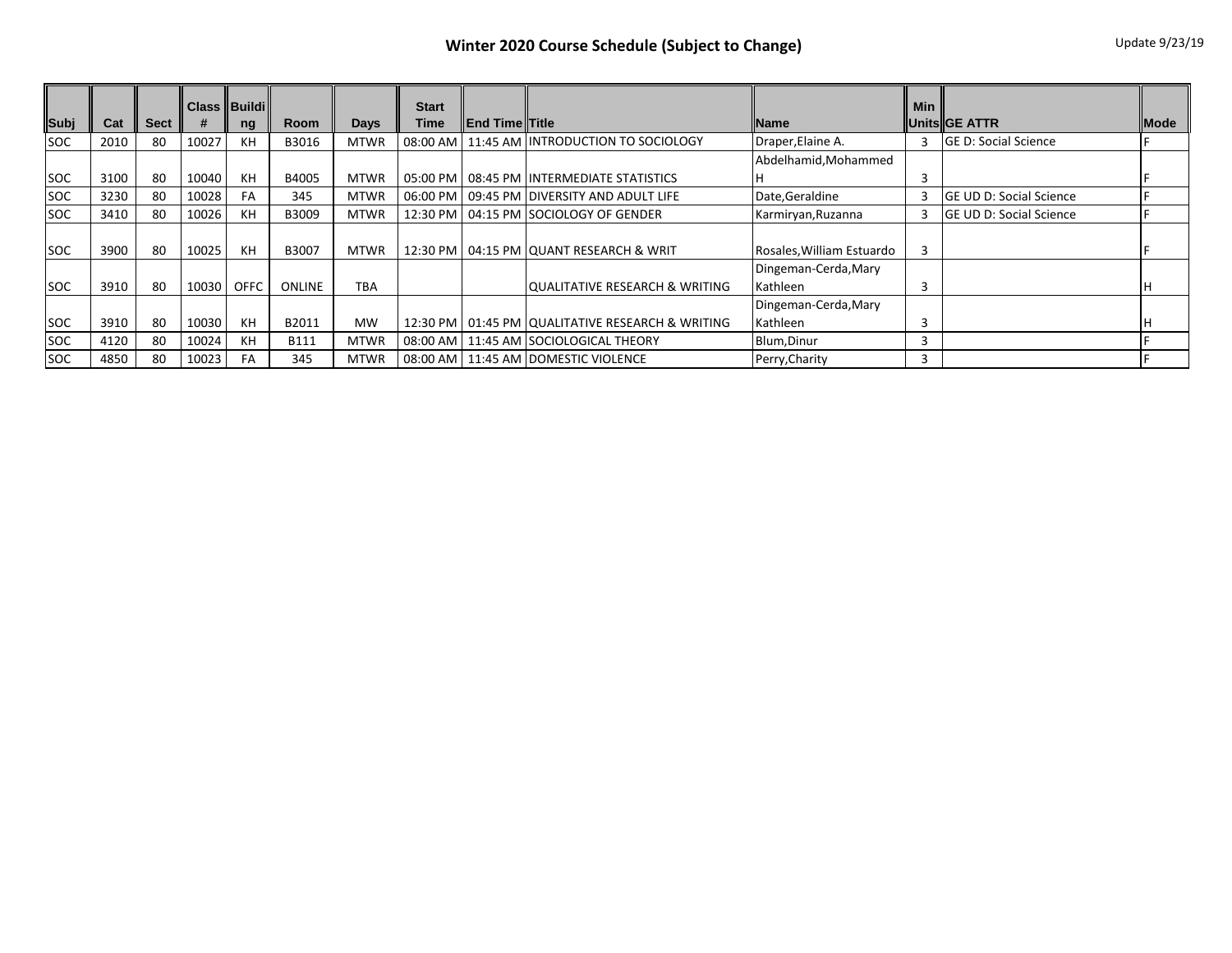# Winter 2020 Course Schedule (Subject to Change)

Update 9/23/19

| Subj | Cat | Sect | Class # | Building | Room | Days | Start Time | End Time | Title | Name | Min Units | GE ATTR | Mode |
|---|---|---|---|---|---|---|---|---|---|---|---|---|---|
| SOC | 2010 | 80 | 10027 | KH | B3016 | MTWR | 08:00 AM | 11:45 AM | INTRODUCTION TO SOCIOLOGY | Draper,Elaine A. | 3 | GE D: Social Science | F |
| SOC | 3100 | 80 | 10040 | KH | B4005 | MTWR | 05:00 PM | 08:45 PM | INTERMEDIATE STATISTICS | Abdelhamid,Mohammed H | 3 | | F |
| SOC | 3230 | 80 | 10028 | FA | 345 | MTWR | 06:00 PM | 09:45 PM | DIVERSITY AND ADULT LIFE | Date,Geraldine | 3 | GE UD D: Social Science | F |
| SOC | 3410 | 80 | 10026 | KH | B3009 | MTWR | 12:30 PM | 04:15 PM | SOCIOLOGY OF GENDER | Karmiryan,Ruzanna | 3 | GE UD D: Social Science | F |
| SOC | 3900 | 80 | 10025 | KH | B3007 | MTWR | 12:30 PM | 04:15 PM | QUANT RESEARCH & WRIT | Rosales,William Estuardo | 3 | | F |
| SOC | 3910 | 80 | 10030 | OFFC | ONLINE | TBA | | | QUALITATIVE RESEARCH & WRITING | Dingeman-Cerda,Mary Kathleen | 3 | | H |
| SOC | 3910 | 80 | 10030 | KH | B2011 | MW | 12:30 PM | 01:45 PM | QUALITATIVE RESEARCH & WRITING | Dingeman-Cerda,Mary Kathleen | 3 | | H |
| SOC | 4120 | 80 | 10024 | KH | B111 | MTWR | 08:00 AM | 11:45 AM | SOCIOLOGICAL THEORY | Blum,Dinur | 3 | | F |
| SOC | 4850 | 80 | 10023 | FA | 345 | MTWR | 08:00 AM | 11:45 AM | DOMESTIC VIOLENCE | Perry,Charity | 3 | | F |